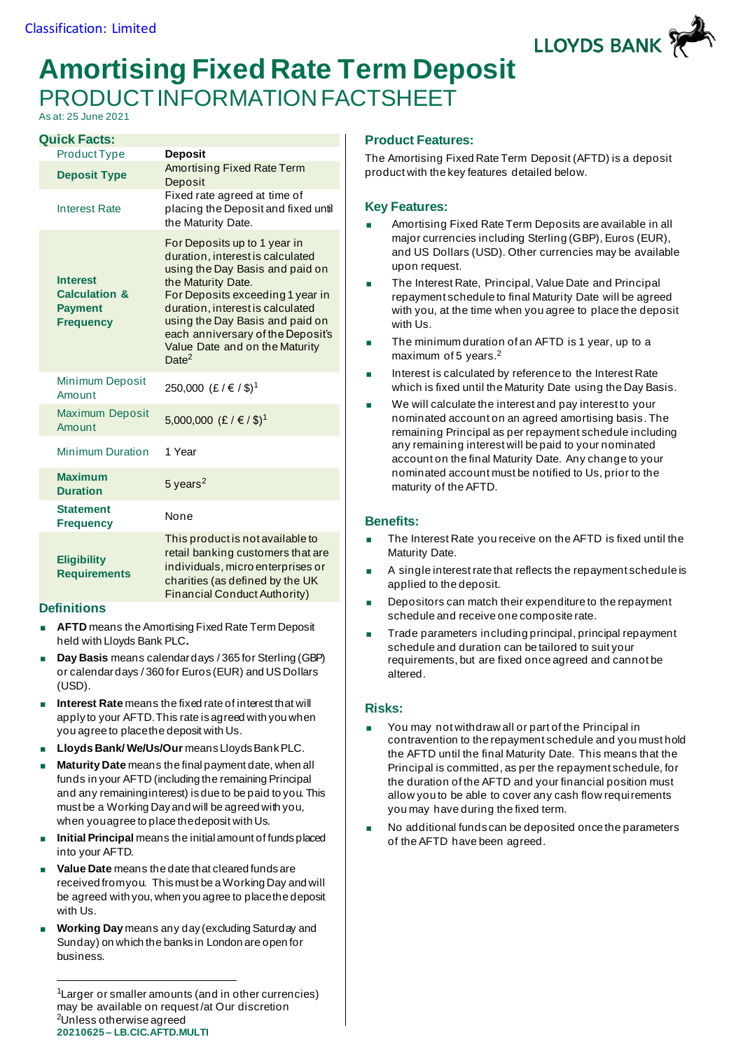Classification: Limited

# Amortising Fixed Rate Term Deposit

## PRODUCT INFORMATION FACTSHEET

As at: 25 June 2021

### Quick Facts:

| | |
|---|---|
| Product Type | **Deposit** |
| **Deposit Type** | Amortising Fixed Rate Term Deposit |
| Interest Rate | Fixed rate agreed at time of placing the Deposit and fixed until the Maturity Date. |
| **Interest Calculation & Payment Frequency** | For Deposits up to 1 year in duration, interest is calculated using the Day Basis and paid on the Maturity Date. For Deposits exceeding 1 year in duration, interest is calculated using the Day Basis and paid on each anniversary of the Deposit's Value Date and on the Maturity Date[2] |
| Minimum Deposit Amount | 250,000 (£ / € / $)[1] |
| Maximum Deposit Amount | 5,000,000 (£ / € / $)[1] |
| Minimum Duration | 1 Year |
| **Maximum Duration** | 5 years[2] |
| **Statement Frequency** | None |
| **Eligibility Requirements** | This product is not available to retail banking customers that are individuals, micro enterprises or charities (as defined by the UK Financial Conduct Authority) |

### Definitions

- **AFTD** means the Amortising Fixed Rate Term Deposit held with Lloyds Bank PLC**.**
- **Day Basis** means calendar days / 365 for Sterling (GBP) or calendar days / 360 for Euros (EUR) and US Dollars (USD).
- **Interest Rate** means the fixed rate of interest that will apply to your AFTD. This rate is agreed with you when you agree to place the deposit with Us.
- **Lloyds Bank/ We/Us/Our** means Lloyds Bank PLC.
- **Maturity Date** means the final payment date, when all funds in your AFTD (including the remaining Principal and any remaining interest) is due to be paid to you. This must be a Working Day and will be agreed with you, when you agree to place the deposit with Us.
- **Initial Principal** means the initial amount of funds placed into your AFTD.
- **Value Date** means the date that cleared funds are received from you. This must be a Working Day and will be agreed with you, when you agree to place the deposit with Us.
- **Working Day** means any day (excluding Saturday and Sunday) on which the banks in London are open for business.

### Product Features:

The Amortising Fixed Rate Term Deposit (AFTD) is a deposit product with the key features detailed below.

### Key Features:

- Amortising Fixed Rate Term Deposits are available in all major currencies including Sterling (GBP), Euros (EUR), and US Dollars (USD). Other currencies may be available upon request.
- The Interest Rate, Principal, Value Date and Principal repayment schedule to final Maturity Date will be agreed with you, at the time when you agree to place the deposit with Us.
- The minimum duration of an AFTD is 1 year, up to a maximum of 5 years.[2]
- Interest is calculated by reference to the Interest Rate which is fixed until the Maturity Date using the Day Basis.
- We will calculate the interest and pay interest to your nominated account on an agreed amortising basis. The remaining Principal as per repayment schedule including any remaining interest will be paid to your nominated account on the final Maturity Date. Any change to your nominated account must be notified to Us, prior to the maturity of the AFTD.

### Benefits:

- The Interest Rate you receive on the AFTD is fixed until the Maturity Date.
- A single interest rate that reflects the repayment schedule is applied to the deposit.
- Depositors can match their expenditure to the repayment schedule and receive one composite rate.
- Trade parameters including principal, principal repayment schedule and duration can be tailored to suit your requirements, but are fixed once agreed and cannot be altered.

### Risks:

- You may not withdraw all or part of the Principal in contravention to the repayment schedule and you must hold the AFTD until the final Maturity Date. This means that the Principal is committed, as per the repayment schedule, for the duration of the AFTD and your financial position must allow you to be able to cover any cash flow requirements you may have during the fixed term.
- No additional funds can be deposited once the parameters of the AFTD have been agreed.

---

[1]Larger or smaller amounts (and in other currencies) may be available on request/at Our discretion
[2]Unless otherwise agreed

**20210625 – LB.CIC.AFTD.MULTI**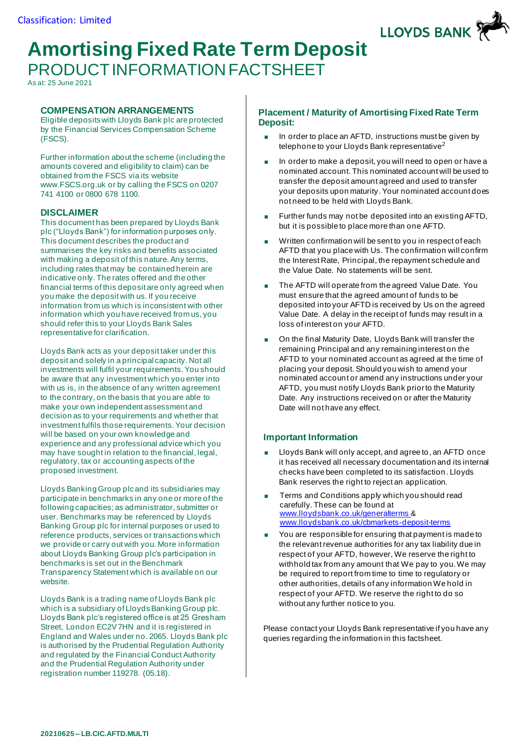Classification: Limited

# Amortising Fixed Rate Term Deposit

## PRODUCT INFORMATION FACTSHEET

As at: 25 June 2021

### COMPENSATION ARRANGEMENTS

Eligible deposits with Lloyds Bank plc are protected by the Financial Services Compensation Scheme (FSCS).

Further information about the scheme (including the amounts covered and eligibility to claim) can be obtained from the FSCS via its website www.FSCS.org.uk or by calling the FSCS on 0207 741 4100 or 0800 678 1100.

### DISCLAIMER

This document has been prepared by Lloyds Bank plc ("Lloyds Bank") for information purposes only. This document describes the product and summarises the key risks and benefits associated with making a deposit of this nature. Any terms, including rates that may be contained herein are indicative only. The rates offered and the other financial terms of this deposit are only agreed when you make the deposit with us. If you receive information from us which is inconsistent with other information which you have received from us, you should refer this to your Lloyds Bank Sales representative for clarification.

Lloyds Bank acts as your deposit taker under this deposit and solely in a principal capacity. Not all investments will fulfil your requirements. You should be aware that any investment which you enter into with us is, in the absence of any written agreement to the contrary, on the basis that you are able to make your own independent assessment and decision as to your requirements and whether that investment fulfils those requirements. Your decision will be based on your own knowledge and experience and any professional advice which you may have sought in relation to the financial, legal, regulatory, tax or accounting aspects of the proposed investment.

Lloyds Banking Group plc and its subsidiaries may participate in benchmarks in any one or more of the following capacities; as administrator, submitter or user. Benchmarks may be referenced by Lloyds Banking Group plc for internal purposes or used to reference products, services or transactions which we provide or carry out with you. More information about Lloyds Banking Group plc's participation in benchmarks is set out in the Benchmark Transparency Statement which is available on our website.

Lloyds Bank is a trading name of Lloyds Bank plc which is a subsidiary of Lloyds Banking Group plc. Lloyds Bank plc's registered office is at 25 Gresham Street, London EC2V 7HN and it is registered in England and Wales under no. 2065. Lloyds Bank plc is authorised by the Prudential Regulation Authority and regulated by the Financial Conduct Authority and the Prudential Regulation Authority under registration number 119278. (05.18).

### Placement / Maturity of Amortising Fixed Rate Term Deposit:

- In order to place an AFTD, instructions must be given by telephone to your Lloyds Bank representative[2]
- In order to make a deposit, you will need to open or have a nominated account. This nominated account will be used to transfer the deposit amount agreed and used to transfer your deposits upon maturity. Your nominated account does not need to be held with Lloyds Bank.
- Further funds may not be deposited into an existing AFTD, but it is possible to place more than one AFTD.
- Written confirmation will be sent to you in respect of each AFTD that you place with Us. The confirmation will confirm the Interest Rate, Principal, the repayment schedule and the Value Date. No statements will be sent.
- The AFTD will operate from the agreed Value Date. You must ensure that the agreed amount of funds to be deposited into your AFTD is received by Us on the agreed Value Date. A delay in the receipt of funds may result in a loss of interest on your AFTD.
- On the final Maturity Date, Lloyds Bank will transfer the remaining Principal and any remaining interest on the AFTD to your nominated account as agreed at the time of placing your deposit. Should you wish to amend your nominated account or amend any instructions under your AFTD, you must notify Lloyds Bank prior to the Maturity Date. Any instructions received on or after the Maturity Date will not have any effect.

### Important Information

- Lloyds Bank will only accept, and agree to, an AFTD once it has received all necessary documentation and its internal checks have been completed to its satisfaction. Lloyds Bank reserves the right to reject an application.
- Terms and Conditions apply which you should read carefully. These can be found at www.lloydsbank.co.uk/generalterms & www.lloydsbank.co.uk/cbmarkets-deposit-terms
- You are responsible for ensuring that payment is made to the relevant revenue authorities for any tax liability due in respect of your AFTD, however, We reserve the right to withhold tax from any amount that We pay to you. We may be required to report from time to time to regulatory or other authorities, details of any information We hold in respect of your AFTD. We reserve the right to do so without any further notice to you.

Please contact your Lloyds Bank representative if you have any queries regarding the information in this factsheet.

**20210625 – LB.CIC.AFTD.MULTI**